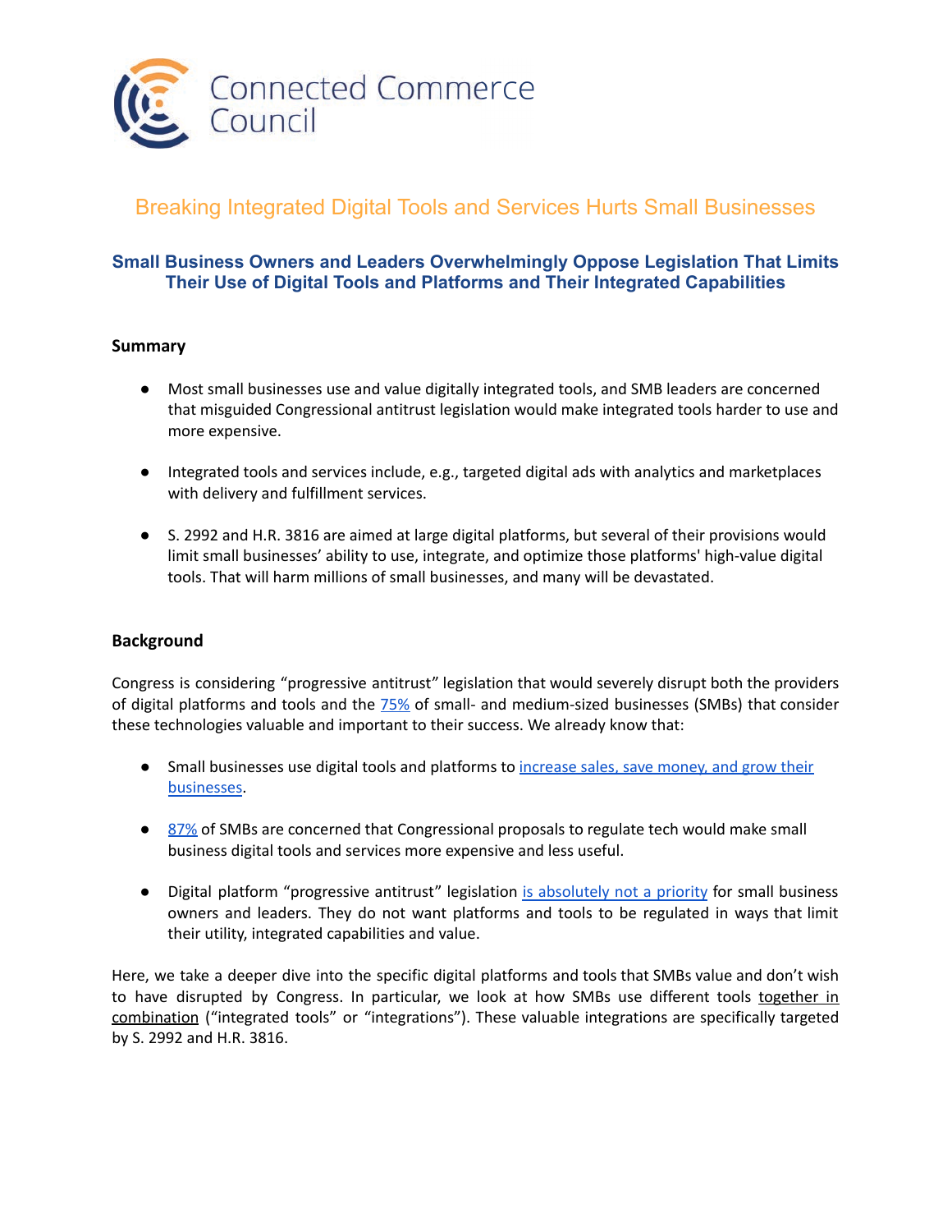Connected Commerce Council

# Breaking Integrated Digital Tools and Services Hurts Small Businesses

## Small Business Owners and Leaders Overwhelmingly Oppose Legislation That Limits Their Use of Digital Tools and Platforms and Their Integrated Capabilities

### Summary

- Most small businesses use and value digitally integrated tools, and SMB leaders are concerned that misguided Congressional antitrust legislation would make integrated tools harder to use and more expensive.
- Integrated tools and services include, e.g., targeted digital ads with analytics and marketplaces with delivery and fulfillment services.
- S. 2992 and H.R. 3816 are aimed at large digital platforms, but several of their provisions would limit small businesses' ability to use, integrate, and optimize those platforms' high-value digital tools. That will harm millions of small businesses, and many will be devastated.

### Background

Congress is considering "progressive antitrust" legislation that would severely disrupt both the providers of digital platforms and tools and the 75% of small- and medium-sized businesses (SMBs) that consider these technologies valuable and important to their success. We already know that:

- Small businesses use digital tools and platforms to increase sales, save money, and grow their businesses.
- 87% of SMBs are concerned that Congressional proposals to regulate tech would make small business digital tools and services more expensive and less useful.
- Digital platform "progressive antitrust" legislation is absolutely not a priority for small business owners and leaders. They do not want platforms and tools to be regulated in ways that limit their utility, integrated capabilities and value.

Here, we take a deeper dive into the specific digital platforms and tools that SMBs value and don't wish to have disrupted by Congress. In particular, we look at how SMBs use different tools together in combination ("integrated tools" or "integrations"). These valuable integrations are specifically targeted by S. 2992 and H.R. 3816.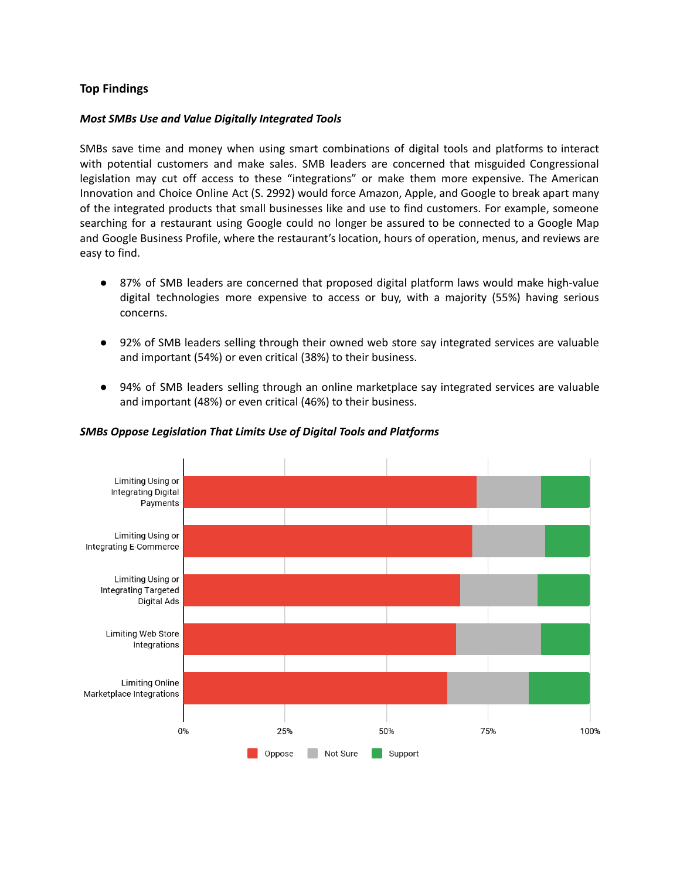## Top Findings

### *Most SMBs Use and Value Digitally Integrated Tools*

SMBs save time and money when using smart combinations of digital tools and platforms to interact with potential customers and make sales. SMB leaders are concerned that misguided Congressional legislation may cut off access to these "integrations" or make them more expensive. The American Innovation and Choice Online Act (S. 2992) would force Amazon, Apple, and Google to break apart many of the integrated products that small businesses like and use to find customers. For example, someone searching for a restaurant using Google could no longer be assured to be connected to a Google Map and Google Business Profile, where the restaurant's location, hours of operation, menus, and reviews are easy to find.

- 87% of SMB leaders are concerned that proposed digital platform laws would make high-value digital technologies more expensive to access or buy, with a majority (55%) having serious concerns.
- 92% of SMB leaders selling through their owned web store say integrated services are valuable and important (54%) or even critical (38%) to their business.
- 94% of SMB leaders selling through an online marketplace say integrated services are valuable and important (48%) or even critical (46%) to their business.

### *SMBs Oppose Legislation That Limits Use of Digital Tools and Platforms*

Limiting Using or Integrating Digital Payments

Limiting Using or Integrating E-Commerce

Limiting Using or Integrating Targeted Digital Ads

Limiting Web Store Integrations

Limiting Online Marketplace Integrations

0% 25% 50% 75% 100%

Oppose Not Sure Support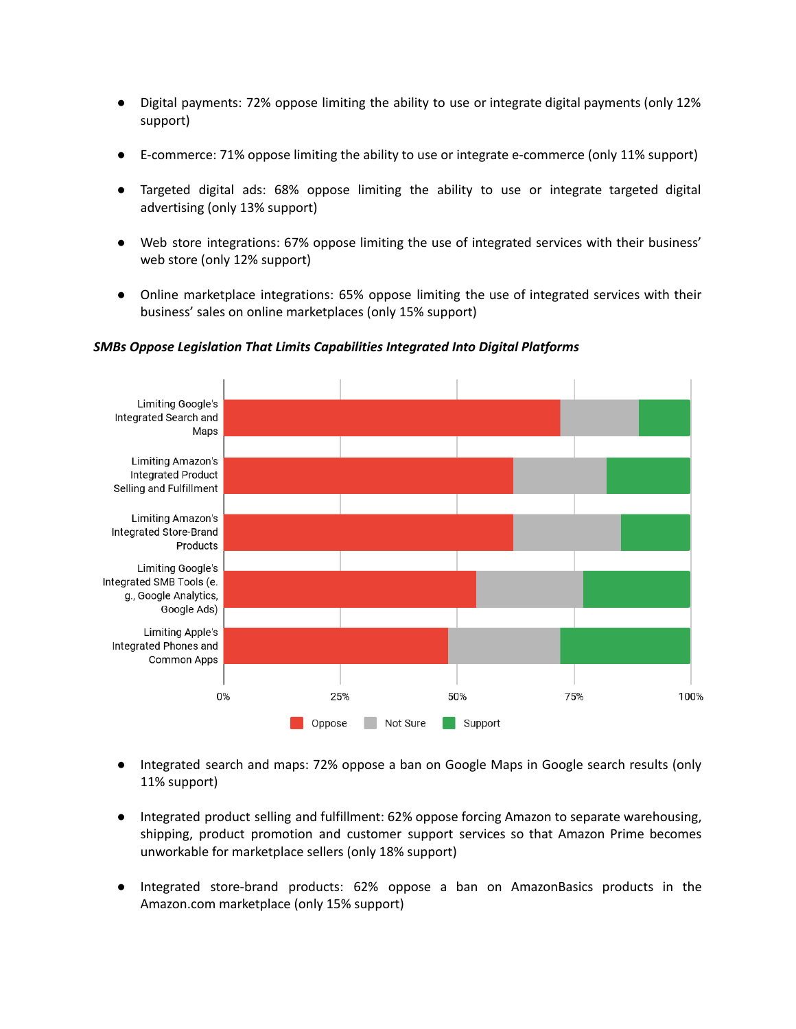- Digital payments: 72% oppose limiting the ability to use or integrate digital payments (only 12% support)

- E-commerce: 71% oppose limiting the ability to use or integrate e-commerce (only 11% support)

- Targeted digital ads: 68% oppose limiting the ability to use or integrate targeted digital advertising (only 13% support)

- Web store integrations: 67% oppose limiting the use of integrated services with their business' web store (only 12% support)

- Online marketplace integrations: 65% oppose limiting the use of integrated services with their business' sales on online marketplaces (only 15% support)

***SMBs Oppose Legislation That Limits Capabilities Integrated Into Digital Platforms***

Limiting Google's Integrated Search and Maps

Limiting Amazon's Integrated Product Selling and Fulfillment

Limiting Amazon's Integrated Store-Brand Products

Limiting Google's Integrated SMB Tools (e.g., Google Analytics, Google Ads)

Limiting Apple's Integrated Phones and Common Apps

0% 25% 50% 75% 100%

Oppose Not Sure Support

- Integrated search and maps: 72% oppose a ban on Google Maps in Google search results (only 11% support)

- Integrated product selling and fulfillment: 62% oppose forcing Amazon to separate warehousing, shipping, product promotion and customer support services so that Amazon Prime becomes unworkable for marketplace sellers (only 18% support)

- Integrated store-brand products: 62% oppose a ban on AmazonBasics products in the Amazon.com marketplace (only 15% support)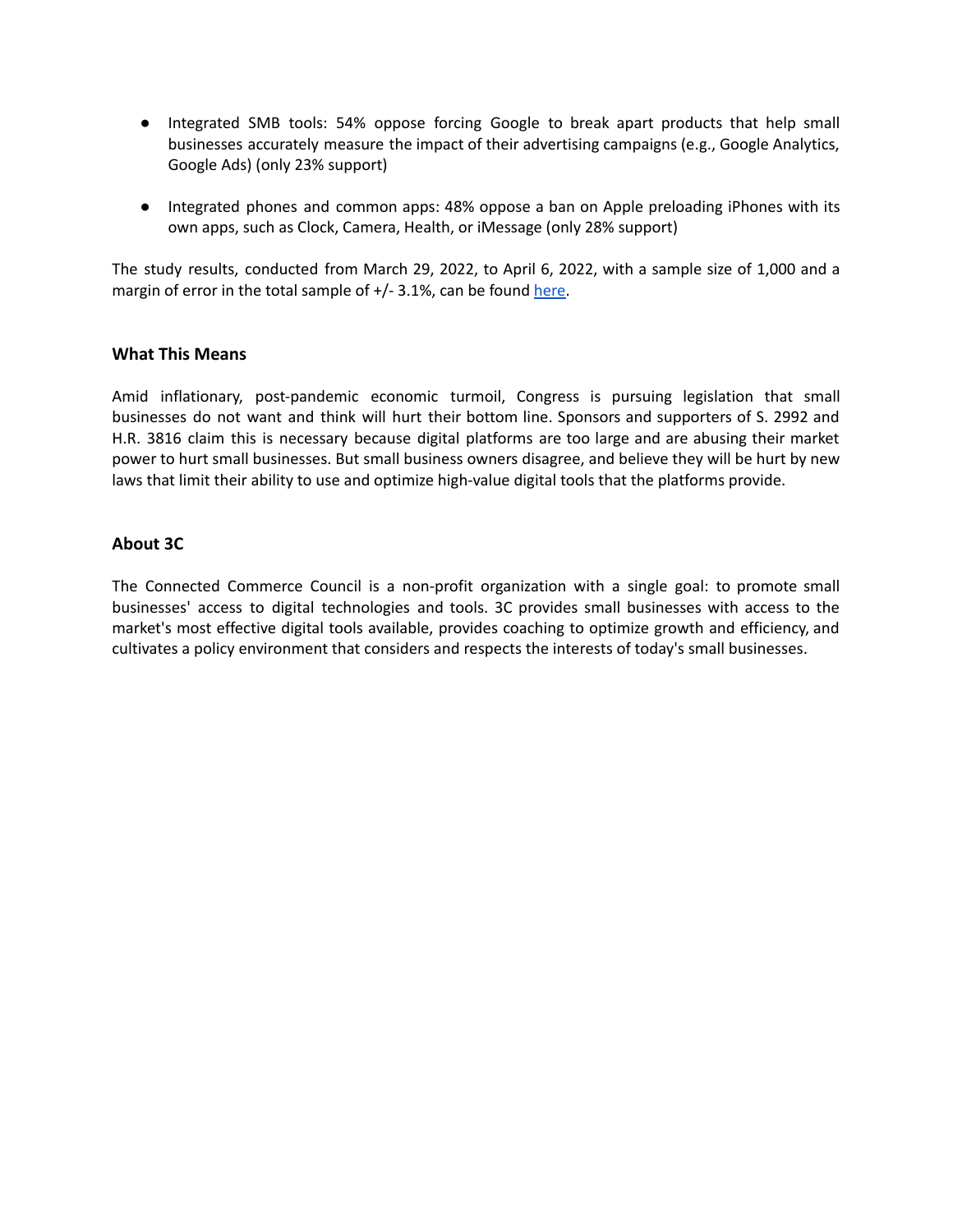- Integrated SMB tools: 54% oppose forcing Google to break apart products that help small businesses accurately measure the impact of their advertising campaigns (e.g., Google Analytics, Google Ads) (only 23% support)

- Integrated phones and common apps: 48% oppose a ban on Apple preloading iPhones with its own apps, such as Clock, Camera, Health, or iMessage (only 28% support)

The study results, conducted from March 29, 2022, to April 6, 2022, with a sample size of 1,000 and a margin of error in the total sample of +/- 3.1%, can be found here.

**What This Means**

Amid inflationary, post-pandemic economic turmoil, Congress is pursuing legislation that small businesses do not want and think will hurt their bottom line. Sponsors and supporters of S. 2992 and H.R. 3816 claim this is necessary because digital platforms are too large and are abusing their market power to hurt small businesses. But small business owners disagree, and believe they will be hurt by new laws that limit their ability to use and optimize high-value digital tools that the platforms provide.

**About 3C**

The Connected Commerce Council is a non-profit organization with a single goal: to promote small businesses' access to digital technologies and tools. 3C provides small businesses with access to the market's most effective digital tools available, provides coaching to optimize growth and efficiency, and cultivates a policy environment that considers and respects the interests of today's small businesses.